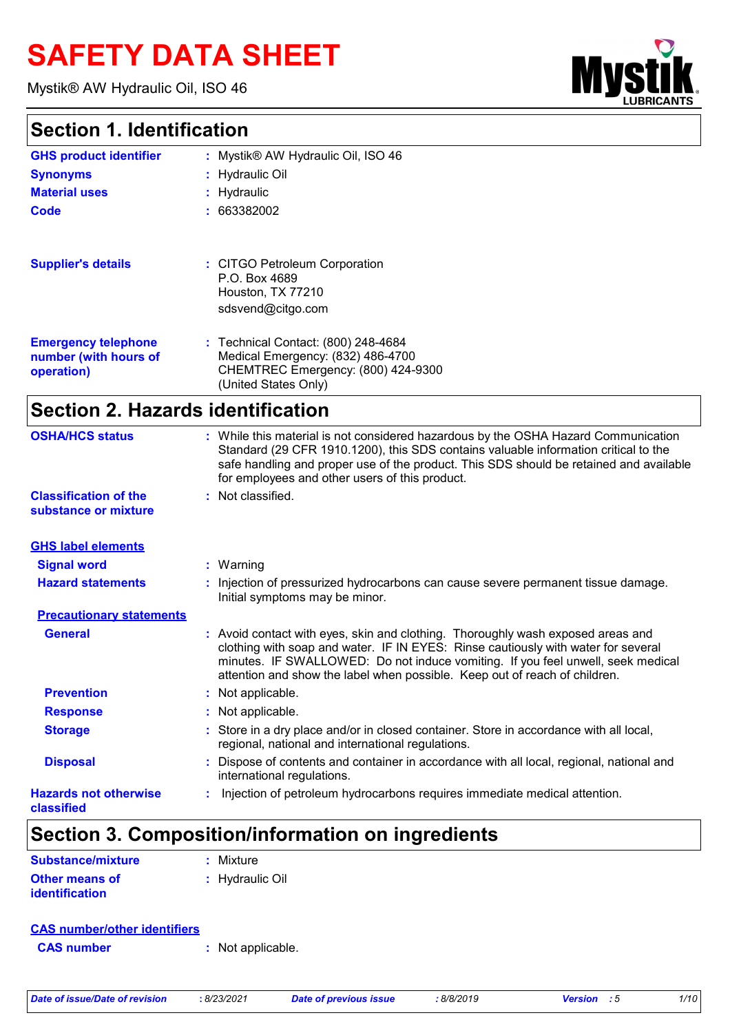# SAFETY DATA SHEET

Mystik® AW Hydraulic Oil, ISO 46

## Section 1. Identification

**GHS product identifier** : Mystik® AW Hydraulic Oil, ISO 46

**Synonyms** : Hydraulic Oil

**Material uses** : Hydraulic

**Code** : 663382002

**Supplier's details** : CITGO Petroleum Corporation
P.O. Box 4689
Houston, TX 77210
sdsvend@citgo.com

**Emergency telephone number (with hours of operation)** : Technical Contact: (800) 248-4684
Medical Emergency: (832) 486-4700
CHEMTREC Emergency: (800) 424-9300
(United States Only)

## Section 2. Hazards identification

**OSHA/HCS status** : While this material is not considered hazardous by the OSHA Hazard Communication Standard (29 CFR 1910.1200), this SDS contains valuable information critical to the safe handling and proper use of the product. This SDS should be retained and available for employees and other users of this product.

**Classification of the substance or mixture** : Not classified.

**GHS label elements**

**Signal word** : Warning

**Hazard statements** : Injection of pressurized hydrocarbons can cause severe permanent tissue damage. Initial symptoms may be minor.

**Precautionary statements**

**General** : Avoid contact with eyes, skin and clothing. Thoroughly wash exposed areas and clothing with soap and water. IF IN EYES: Rinse cautiously with water for several minutes. IF SWALLOWED: Do not induce vomiting. If you feel unwell, seek medical attention and show the label when possible. Keep out of reach of children.

**Prevention** : Not applicable.

**Response** : Not applicable.

**Storage** : Store in a dry place and/or in closed container. Store in accordance with all local, regional, national and international regulations.

**Disposal** : Dispose of contents and container in accordance with all local, regional, national and international regulations.

**Hazards not otherwise classified** : Injection of petroleum hydrocarbons requires immediate medical attention.

## Section 3. Composition/information on ingredients

**Substance/mixture** : Mixture

**Other means of identification** : Hydraulic Oil

**CAS number/other identifiers**

**CAS number** : Not applicable.

*Date of issue/Date of revision* : 8/23/2021 *Date of previous issue* : 8/8/2019 *Version* : 5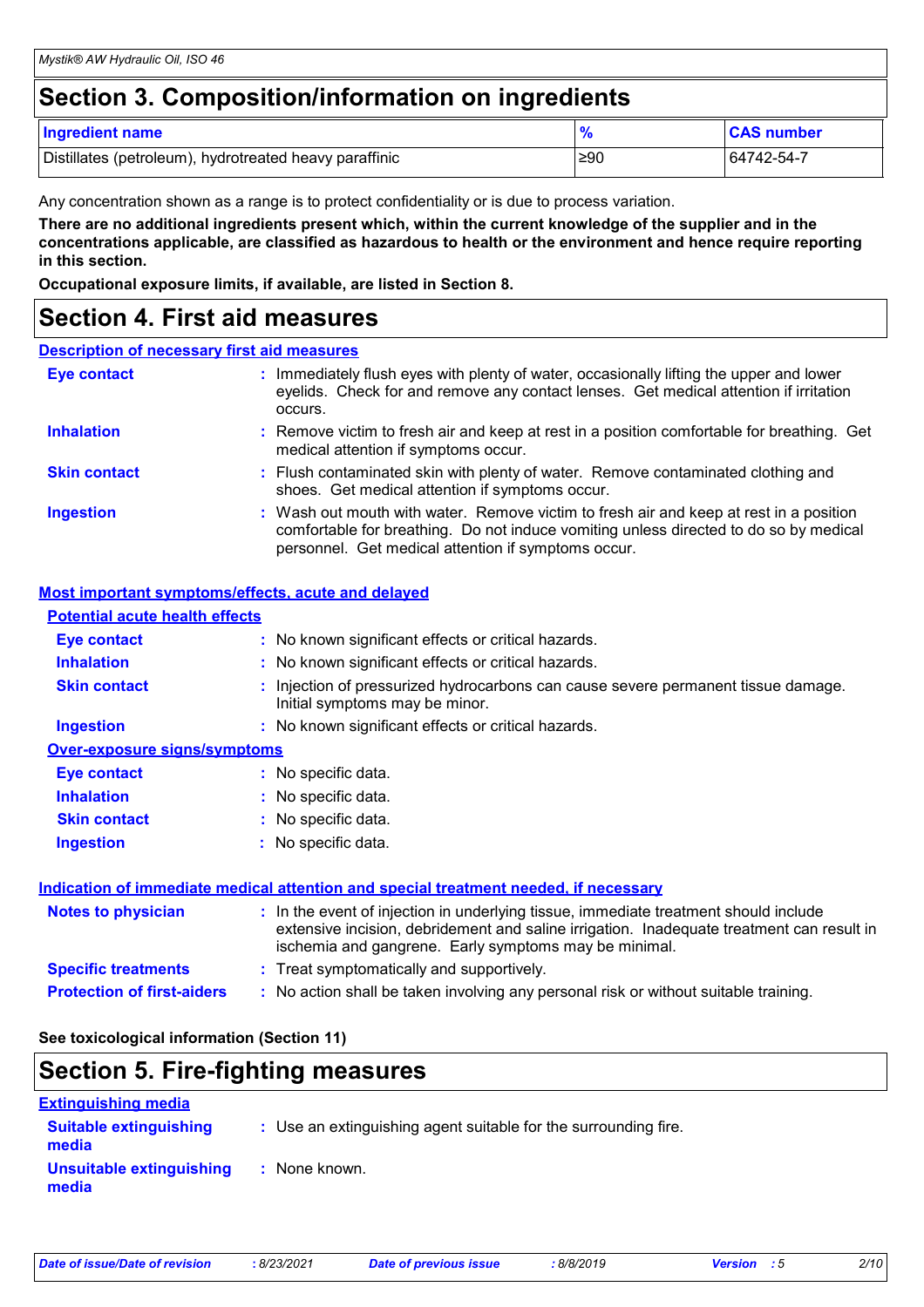# Section 3. Composition/information on ingredients

| Ingredient name | % | CAS number |
|---|---|---|
| Distillates (petroleum), hydrotreated heavy paraffinic | ≥90 | 64742-54-7 |

Any concentration shown as a range is to protect confidentiality or is due to process variation.

**There are no additional ingredients present which, within the current knowledge of the supplier and in the concentrations applicable, are classified as hazardous to health or the environment and hence require reporting in this section.**

**Occupational exposure limits, if available, are listed in Section 8.**

# Section 4. First aid measures

## Description of necessary first aid measures

**Eye contact** : Immediately flush eyes with plenty of water, occasionally lifting the upper and lower eyelids. Check for and remove any contact lenses. Get medical attention if irritation occurs.

**Inhalation** : Remove victim to fresh air and keep at rest in a position comfortable for breathing. Get medical attention if symptoms occur.

**Skin contact** : Flush contaminated skin with plenty of water. Remove contaminated clothing and shoes. Get medical attention if symptoms occur.

**Ingestion** : Wash out mouth with water. Remove victim to fresh air and keep at rest in a position comfortable for breathing. Do not induce vomiting unless directed to do so by medical personnel. Get medical attention if symptoms occur.

## Most important symptoms/effects, acute and delayed

### Potential acute health effects

**Eye contact** : No known significant effects or critical hazards.

**Inhalation** : No known significant effects or critical hazards.

**Skin contact** : Injection of pressurized hydrocarbons can cause severe permanent tissue damage. Initial symptoms may be minor.

**Ingestion** : No known significant effects or critical hazards.

### Over-exposure signs/symptoms

**Eye contact** : No specific data.

**Inhalation** : No specific data.

**Skin contact** : No specific data.

**Ingestion** : No specific data.

## Indication of immediate medical attention and special treatment needed, if necessary

**Notes to physician** : In the event of injection in underlying tissue, immediate treatment should include extensive incision, debridement and saline irrigation. Inadequate treatment can result in ischemia and gangrene. Early symptoms may be minimal.

**Specific treatments** : Treat symptomatically and supportively.

**Protection of first-aiders** : No action shall be taken involving any personal risk or without suitable training.

**See toxicological information (Section 11)**

# Section 5. Fire-fighting measures

## Extinguishing media

**Suitable extinguishing media** : Use an extinguishing agent suitable for the surrounding fire.

**Unsuitable extinguishing media** : None known.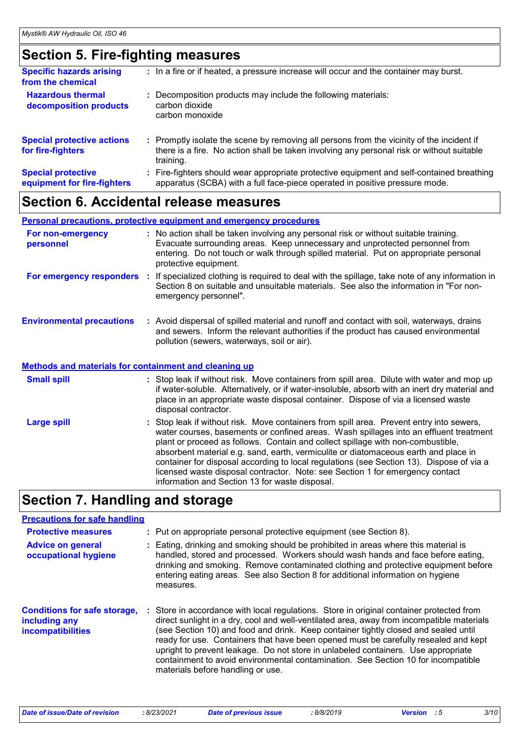## Section 5. Fire-fighting measures

**Specific hazards arising from the chemical** : In a fire or if heated, a pressure increase will occur and the container may burst.

**Hazardous thermal decomposition products** : Decomposition products may include the following materials:
carbon dioxide
carbon monoxide

**Special protective actions for fire-fighters** : Promptly isolate the scene by removing all persons from the vicinity of the incident if there is a fire. No action shall be taken involving any personal risk or without suitable training.

**Special protective equipment for fire-fighters** : Fire-fighters should wear appropriate protective equipment and self-contained breathing apparatus (SCBA) with a full face-piece operated in positive pressure mode.

## Section 6. Accidental release measures

### Personal precautions, protective equipment and emergency procedures

**For non-emergency personnel** : No action shall be taken involving any personal risk or without suitable training. Evacuate surrounding areas. Keep unnecessary and unprotected personnel from entering. Do not touch or walk through spilled material. Put on appropriate personal protective equipment.

**For emergency responders** : If specialized clothing is required to deal with the spillage, take note of any information in Section 8 on suitable and unsuitable materials. See also the information in "For non-emergency personnel".

**Environmental precautions** : Avoid dispersal of spilled material and runoff and contact with soil, waterways, drains and sewers. Inform the relevant authorities if the product has caused environmental pollution (sewers, waterways, soil or air).

### Methods and materials for containment and cleaning up

**Small spill** : Stop leak if without risk. Move containers from spill area. Dilute with water and mop up if water-soluble. Alternatively, or if water-insoluble, absorb with an inert dry material and place in an appropriate waste disposal container. Dispose of via a licensed waste disposal contractor.

**Large spill** : Stop leak if without risk. Move containers from spill area. Prevent entry into sewers, water courses, basements or confined areas. Wash spillages into an effluent treatment plant or proceed as follows. Contain and collect spillage with non-combustible, absorbent material e.g. sand, earth, vermiculite or diatomaceous earth and place in container for disposal according to local regulations (see Section 13). Dispose of via a licensed waste disposal contractor. Note: see Section 1 for emergency contact information and Section 13 for waste disposal.

## Section 7. Handling and storage

### Precautions for safe handling

**Protective measures** : Put on appropriate personal protective equipment (see Section 8).

**Advice on general occupational hygiene** : Eating, drinking and smoking should be prohibited in areas where this material is handled, stored and processed. Workers should wash hands and face before eating, drinking and smoking. Remove contaminated clothing and protective equipment before entering eating areas. See also Section 8 for additional information on hygiene measures.

**Conditions for safe storage, including any incompatibilities** : Store in accordance with local regulations. Store in original container protected from direct sunlight in a dry, cool and well-ventilated area, away from incompatible materials (see Section 10) and food and drink. Keep container tightly closed and sealed until ready for use. Containers that have been opened must be carefully resealed and kept upright to prevent leakage. Do not store in unlabeled containers. Use appropriate containment to avoid environmental contamination. See Section 10 for incompatible materials before handling or use.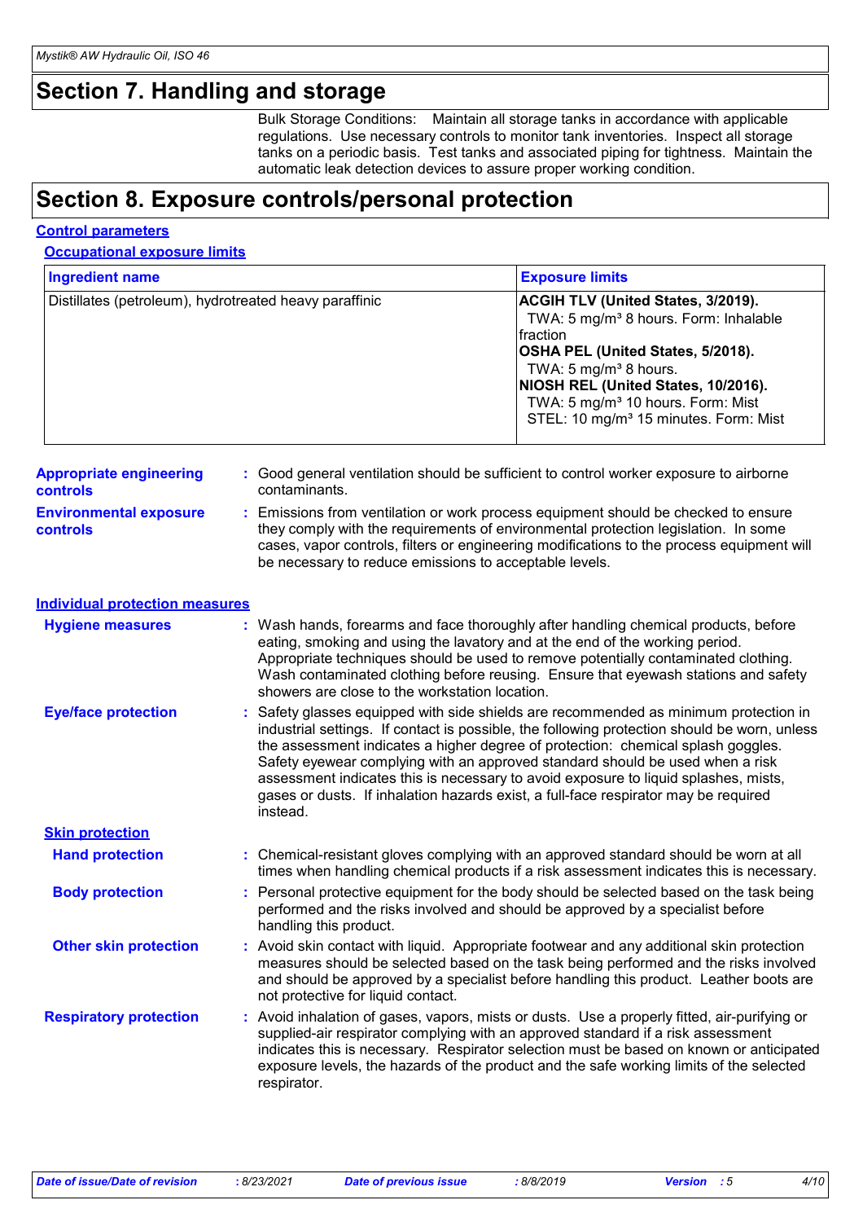## Section 7. Handling and storage

Bulk Storage Conditions: Maintain all storage tanks in accordance with applicable regulations. Use necessary controls to monitor tank inventories. Inspect all storage tanks on a periodic basis. Test tanks and associated piping for tightness. Maintain the automatic leak detection devices to assure proper working condition.

## Section 8. Exposure controls/personal protection

### Control parameters

#### Occupational exposure limits

| Ingredient name | Exposure limits |
|---|---|
| Distillates (petroleum), hydrotreated heavy paraffinic | **ACGIH TLV (United States, 3/2019).**<br>TWA: 5 mg/m³ 8 hours. Form: Inhalable fraction<br>**OSHA PEL (United States, 5/2018).**<br>TWA: 5 mg/m³ 8 hours.<br>**NIOSH REL (United States, 10/2016).**<br>TWA: 5 mg/m³ 10 hours. Form: Mist<br>STEL: 10 mg/m³ 15 minutes. Form: Mist |

**Appropriate engineering controls** : Good general ventilation should be sufficient to control worker exposure to airborne contaminants.

**Environmental exposure controls** : Emissions from ventilation or work process equipment should be checked to ensure they comply with the requirements of environmental protection legislation. In some cases, vapor controls, filters or engineering modifications to the process equipment will be necessary to reduce emissions to acceptable levels.

### Individual protection measures

**Hygiene measures** : Wash hands, forearms and face thoroughly after handling chemical products, before eating, smoking and using the lavatory and at the end of the working period. Appropriate techniques should be used to remove potentially contaminated clothing. Wash contaminated clothing before reusing. Ensure that eyewash stations and safety showers are close to the workstation location.

**Eye/face protection** : Safety glasses equipped with side shields are recommended as minimum protection in industrial settings. If contact is possible, the following protection should be worn, unless the assessment indicates a higher degree of protection: chemical splash goggles. Safety eyewear complying with an approved standard should be used when a risk assessment indicates this is necessary to avoid exposure to liquid splashes, mists, gases or dusts. If inhalation hazards exist, a full-face respirator may be required instead.

**Skin protection**

**Hand protection** : Chemical-resistant gloves complying with an approved standard should be worn at all times when handling chemical products if a risk assessment indicates this is necessary.

**Body protection** : Personal protective equipment for the body should be selected based on the task being performed and the risks involved and should be approved by a specialist before handling this product.

**Other skin protection** : Avoid skin contact with liquid. Appropriate footwear and any additional skin protection measures should be selected based on the task being performed and the risks involved and should be approved by a specialist before handling this product. Leather boots are not protective for liquid contact.

**Respiratory protection** : Avoid inhalation of gases, vapors, mists or dusts. Use a properly fitted, air-purifying or supplied-air respirator complying with an approved standard if a risk assessment indicates this is necessary. Respirator selection must be based on known or anticipated exposure levels, the hazards of the product and the safe working limits of the selected respirator.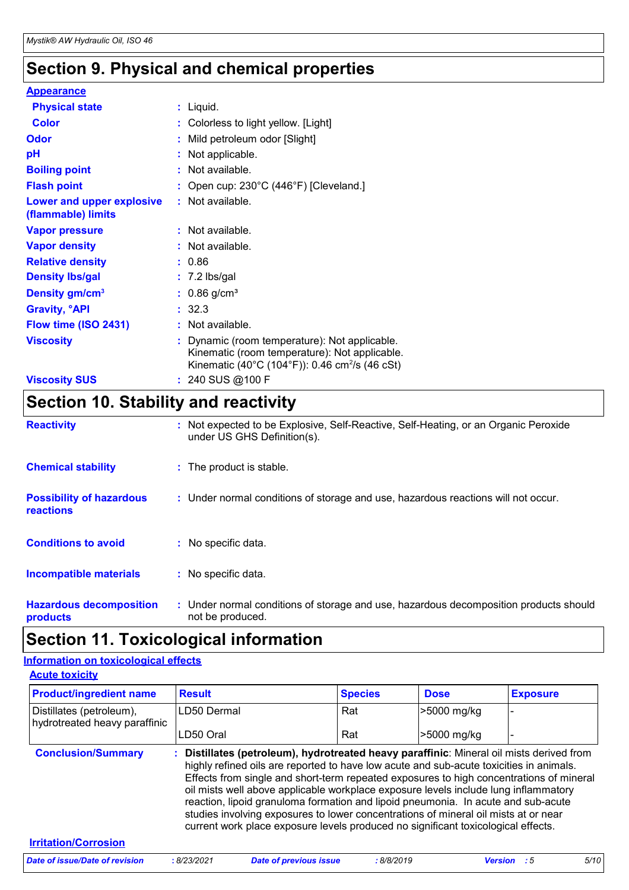# Section 9. Physical and chemical properties

**Appearance**

| | |
|---|---|
| **Physical state** | : Liquid. |
| **Color** | : Colorless to light yellow. [Light] |
| **Odor** | : Mild petroleum odor [Slight] |
| **pH** | : Not applicable. |
| **Boiling point** | : Not available. |
| **Flash point** | : Open cup: 230°C (446°F) [Cleveland.] |
| **Lower and upper explosive (flammable) limits** | : Not available. |
| **Vapor pressure** | : Not available. |
| **Vapor density** | : Not available. |
| **Relative density** | : 0.86 |
| **Density lbs/gal** | : 7.2 lbs/gal |
| **Density gm/cm³** | : 0.86 g/cm³ |
| **Gravity, °API** | : 32.3 |
| **Flow time (ISO 2431)** | : Not available. |
| **Viscosity** | : Dynamic (room temperature): Not applicable.<br>Kinematic (room temperature): Not applicable.<br>Kinematic (40°C (104°F)): 0.46 $cm^2/s$ (46 cSt) |
| **Viscosity SUS** | : 240 SUS @100 F |

# Section 10. Stability and reactivity

| | |
|---|---|
| **Reactivity** | : Not expected to be Explosive, Self-Reactive, Self-Heating, or an Organic Peroxide under US GHS Definition(s). |
| **Chemical stability** | : The product is stable. |
| **Possibility of hazardous reactions** | : Under normal conditions of storage and use, hazardous reactions will not occur. |
| **Conditions to avoid** | : No specific data. |
| **Incompatible materials** | : No specific data. |
| **Hazardous decomposition products** | : Under normal conditions of storage and use, hazardous decomposition products should not be produced. |

# Section 11. Toxicological information

**Information on toxicological effects**

**Acute toxicity**

| Product/ingredient name | Result | Species | Dose | Exposure |
|---|---|---|---|---|
| Distillates (petroleum), hydrotreated heavy paraffinic | LD50 Dermal | Rat | >5000 mg/kg | - |
| | LD50 Oral | Rat | >5000 mg/kg | - |

**Conclusion/Summary** : **Distillates (petroleum), hydrotreated heavy paraffinic**: Mineral oil mists derived from highly refined oils are reported to have low acute and sub-acute toxicities in animals. Effects from single and short-term repeated exposures to high concentrations of mineral oil mists well above applicable workplace exposure levels include lung inflammatory reaction, lipoid granuloma formation and lipoid pneumonia. In acute and sub-acute studies involving exposures to lower concentrations of mineral oil mists at or near current work place exposure levels produced no significant toxicological effects.

**Irritation/Corrosion**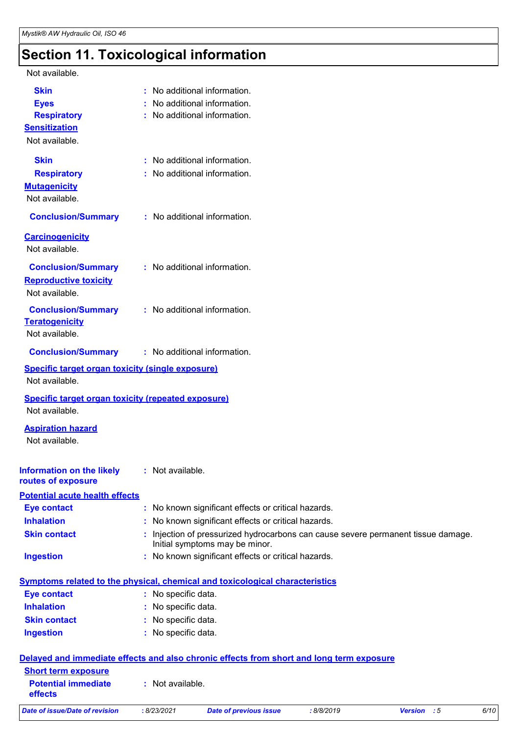## Section 11. Toxicological information

Not available.

| | |
|---|---|
| **Skin** | : No additional information. |
| **Eyes** | : No additional information. |
| **Respiratory** | : No additional information. |

**Sensitization**

Not available.

| | |
|---|---|
| **Skin** | : No additional information. |
| **Respiratory** | : No additional information. |

**Mutagenicity**

Not available.

**Conclusion/Summary** : No additional information.

**Carcinogenicity**

Not available.

**Conclusion/Summary** : No additional information.

**Reproductive toxicity**

Not available.

**Conclusion/Summary** : No additional information.

**Teratogenicity**

Not available.

**Conclusion/Summary** : No additional information.

**Specific target organ toxicity (single exposure)**

Not available.

**Specific target organ toxicity (repeated exposure)**

Not available.

**Aspiration hazard**

Not available.

**Information on the likely routes of exposure** : Not available.

**Potential acute health effects**

| | |
|---|---|
| **Eye contact** | : No known significant effects or critical hazards. |
| **Inhalation** | : No known significant effects or critical hazards. |
| **Skin contact** | : Injection of pressurized hydrocarbons can cause severe permanent tissue damage. Initial symptoms may be minor. |
| **Ingestion** | : No known significant effects or critical hazards. |

**Symptoms related to the physical, chemical and toxicological characteristics**

| | |
|---|---|
| **Eye contact** | : No specific data. |
| **Inhalation** | : No specific data. |
| **Skin contact** | : No specific data. |
| **Ingestion** | : No specific data. |

**Delayed and immediate effects and also chronic effects from short and long term exposure**

**Short term exposure**

**Potential immediate effects** : Not available.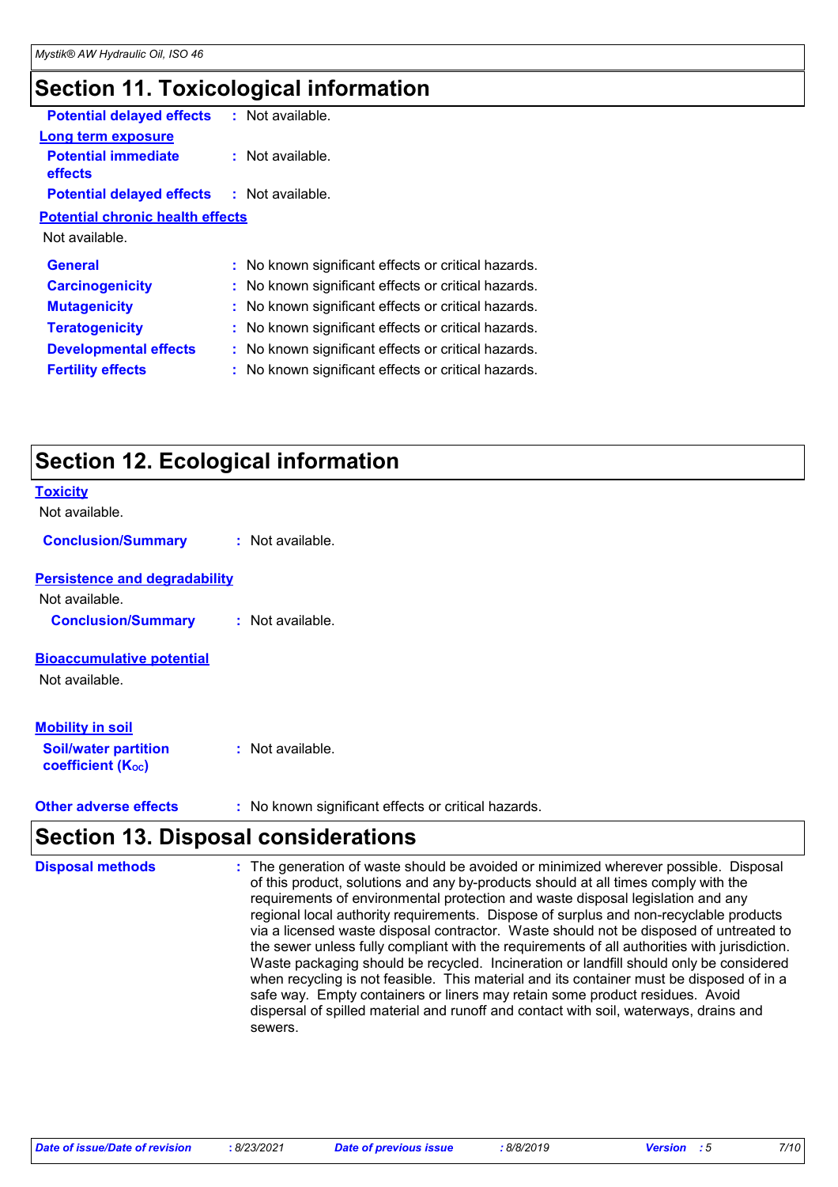## Section 11. Toxicological information

**Potential delayed effects** : Not available.

**Long term exposure**

**Potential immediate effects** : Not available.

**Potential delayed effects** : Not available.

**Potential chronic health effects**

Not available.

**General** : No known significant effects or critical hazards.

**Carcinogenicity** : No known significant effects or critical hazards.

**Mutagenicity** : No known significant effects or critical hazards.

**Teratogenicity** : No known significant effects or critical hazards.

**Developmental effects** : No known significant effects or critical hazards.

**Fertility effects** : No known significant effects or critical hazards.

## Section 12. Ecological information

**Toxicity**

Not available.

**Conclusion/Summary** : Not available.

**Persistence and degradability**

Not available.

**Conclusion/Summary** : Not available.

**Bioaccumulative potential**

Not available.

**Mobility in soil**

**Soil/water partition coefficient ($K_{OC}$)** : Not available.

**Other adverse effects** : No known significant effects or critical hazards.

## Section 13. Disposal considerations

**Disposal methods** : The generation of waste should be avoided or minimized wherever possible. Disposal of this product, solutions and any by-products should at all times comply with the requirements of environmental protection and waste disposal legislation and any regional local authority requirements. Dispose of surplus and non-recyclable products via a licensed waste disposal contractor. Waste should not be disposed of untreated to the sewer unless fully compliant with the requirements of all authorities with jurisdiction. Waste packaging should be recycled. Incineration or landfill should only be considered when recycling is not feasible. This material and its container must be disposed of in a safe way. Empty containers or liners may retain some product residues. Avoid dispersal of spilled material and runoff and contact with soil, waterways, drains and sewers.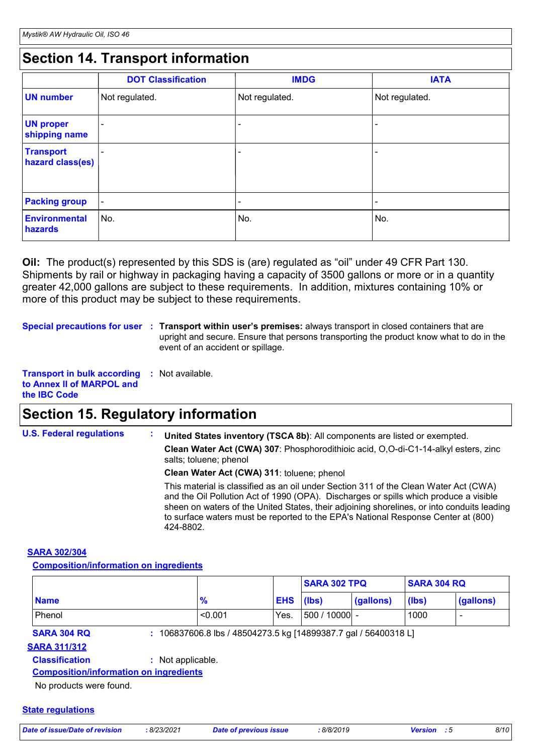## Section 14. Transport information

| | DOT Classification | IMDG | IATA |
|---|---|---|---|
| **UN number** | Not regulated. | Not regulated. | Not regulated. |
| **UN proper shipping name** | - | - | - |
| **Transport hazard class(es)** | - | - | - |
| **Packing group** | - | - | - |
| **Environmental hazards** | No. | No. | No. |

**Oil:** The product(s) represented by this SDS is (are) regulated as "oil" under 49 CFR Part 130. Shipments by rail or highway in packaging having a capacity of 3500 gallons or more or in a quantity greater 42,000 gallons are subject to these requirements. In addition, mixtures containing 10% or more of this product may be subject to these requirements.

**Special precautions for user** : **Transport within user's premises:** always transport in closed containers that are upright and secure. Ensure that persons transporting the product know what to do in the event of an accident or spillage.

**Transport in bulk according to Annex II of MARPOL and the IBC Code** : Not available.

## Section 15. Regulatory information

**U.S. Federal regulations** :

**United States inventory (TSCA 8b)**: All components are listed or exempted.

**Clean Water Act (CWA) 307**: Phosphorodithioic acid, O,O-di-C1-14-alkyl esters, zinc salts; toluene; phenol

**Clean Water Act (CWA) 311**: toluene; phenol

This material is classified as an oil under Section 311 of the Clean Water Act (CWA) and the Oil Pollution Act of 1990 (OPA). Discharges or spills which produce a visible sheen on waters of the United States, their adjoining shorelines, or into conduits leading to surface waters must be reported to the EPA's National Response Center at (800) 424-8802.

**SARA 302/304**

**Composition/information on ingredients**

| | | | SARA 302 TPQ | | SARA 304 RQ | |
|---|---|---|---|---|---|---|
| **Name** | **%** | **EHS** | **(lbs)** | **(gallons)** | **(lbs)** | **(gallons)** |
| Phenol | <0.001 | Yes. | 500 / 10000 | - | 1000 | - |

**SARA 304 RQ** : 106837606.8 lbs / 48504273.5 kg [14899387.7 gal / 56400318 L]

**SARA 311/312**

**Classification** : Not applicable.

**Composition/information on ingredients**

No products were found.

**State regulations**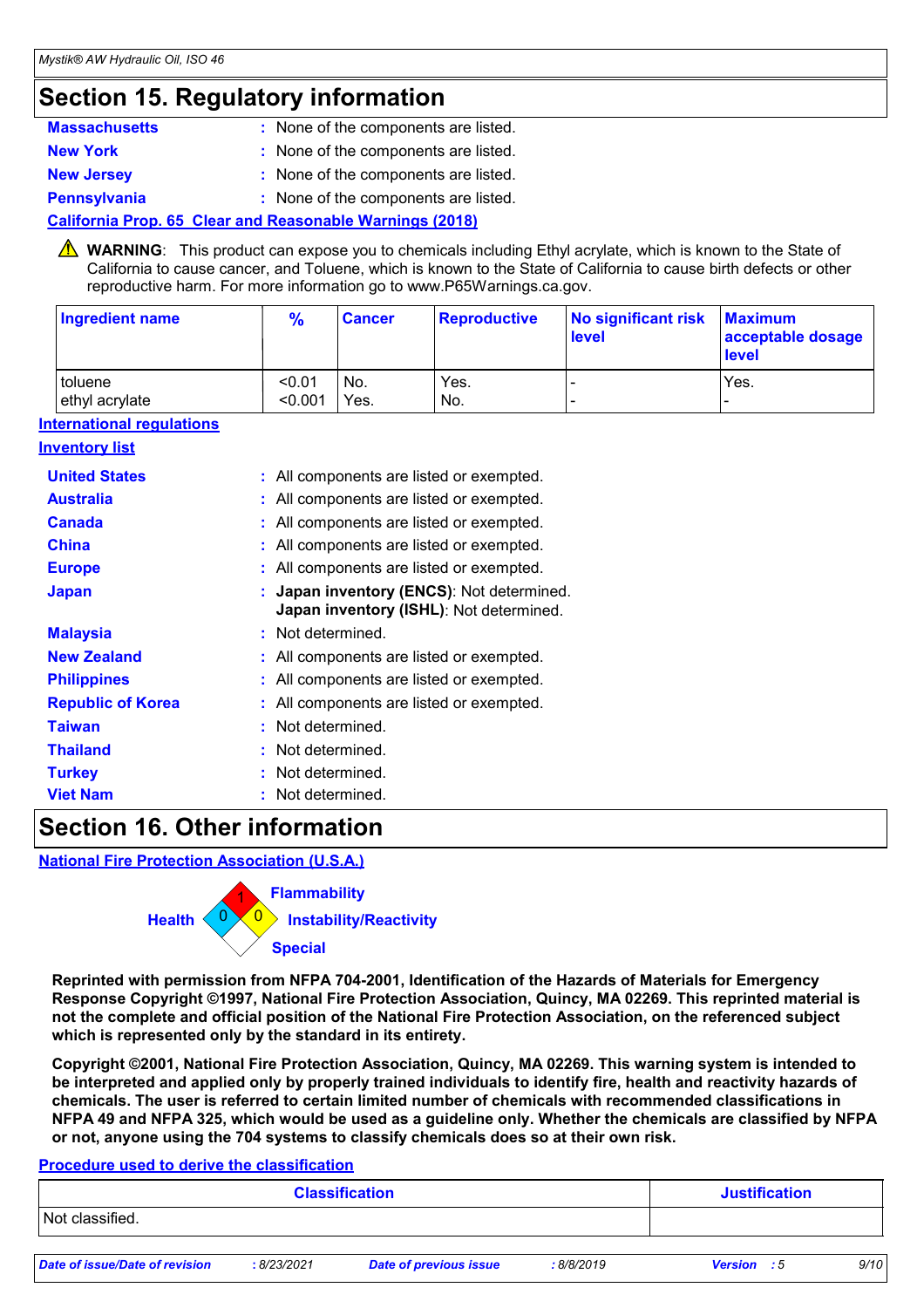# Section 15. Regulatory information

**Massachusetts** : None of the components are listed.

**New York** : None of the components are listed.

**New Jersey** : None of the components are listed.

**Pennsylvania** : None of the components are listed.

**California Prop. 65 Clear and Reasonable Warnings (2018)**

⚠ **WARNING**: This product can expose you to chemicals including Ethyl acrylate, which is known to the State of California to cause cancer, and Toluene, which is known to the State of California to cause birth defects or other reproductive harm. For more information go to www.P65Warnings.ca.gov.

| Ingredient name | % | Cancer | Reproductive | No significant risk level | Maximum acceptable dosage level |
|---|---|---|---|---|---|
| toluene | <0.01 | No. | Yes. | - | Yes. |
| ethyl acrylate | <0.001 | Yes. | No. | - | - |

**International regulations**

**Inventory list**

**United States** : All components are listed or exempted.

**Australia** : All components are listed or exempted.

**Canada** : All components are listed or exempted.

**China** : All components are listed or exempted.

**Europe** : All components are listed or exempted.

**Japan** : **Japan inventory (ENCS)**: Not determined.
**Japan inventory (ISHL)**: Not determined.

**Malaysia** : Not determined.

**New Zealand** : All components are listed or exempted.

**Philippines** : All components are listed or exempted.

**Republic of Korea** : All components are listed or exempted.

**Taiwan** : Not determined.

**Thailand** : Not determined.

**Turkey** : Not determined.

**Viet Nam** : Not determined.

# Section 16. Other information

**National Fire Protection Association (U.S.A.)**

Health: 0
Flammability: 1
Instability/Reactivity: 0
Special:

**Reprinted with permission from NFPA 704-2001, Identification of the Hazards of Materials for Emergency Response Copyright ©1997, National Fire Protection Association, Quincy, MA 02269. This reprinted material is not the complete and official position of the National Fire Protection Association, on the referenced subject which is represented only by the standard in its entirety.**

**Copyright ©2001, National Fire Protection Association, Quincy, MA 02269. This warning system is intended to be interpreted and applied only by properly trained individuals to identify fire, health and reactivity hazards of chemicals. The user is referred to certain limited number of chemicals with recommended classifications in NFPA 49 and NFPA 325, which would be used as a guideline only. Whether the chemicals are classified by NFPA or not, anyone using the 704 systems to classify chemicals does so at their own risk.**

**Procedure used to derive the classification**

| Classification | Justification |
|---|---|
| Not classified. | |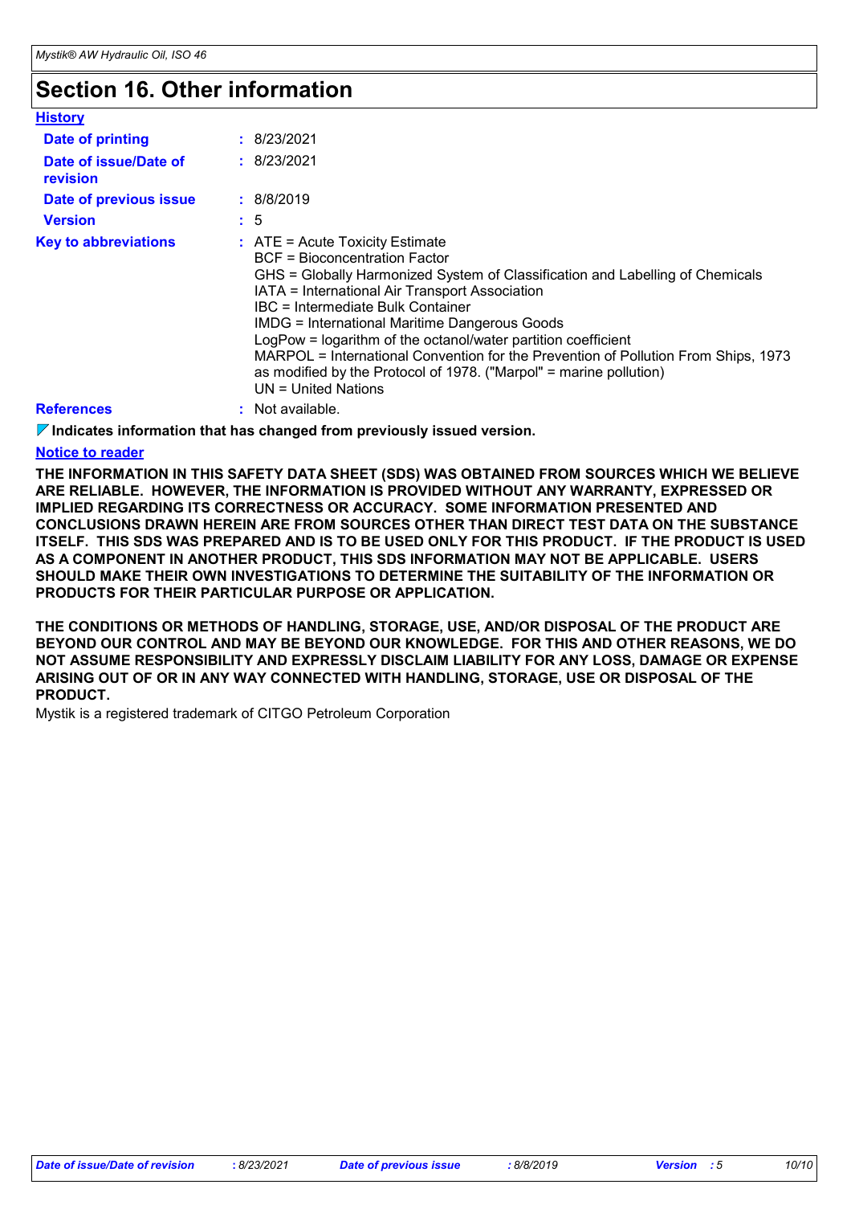# Section 16. Other information

**History**

**Date of printing** : 8/23/2021

**Date of issue/Date of revision** : 8/23/2021

**Date of previous issue** : 8/8/2019

**Version** : 5

**Key to abbreviations** :
ATE = Acute Toxicity Estimate
BCF = Bioconcentration Factor
GHS = Globally Harmonized System of Classification and Labelling of Chemicals
IATA = International Air Transport Association
IBC = Intermediate Bulk Container
IMDG = International Maritime Dangerous Goods
LogPow = logarithm of the octanol/water partition coefficient
MARPOL = International Convention for the Prevention of Pollution From Ships, 1973 as modified by the Protocol of 1978. ("Marpol" = marine pollution)
UN = United Nations

**References** : Not available.

**Indicates information that has changed from previously issued version.**

**Notice to reader**

**THE INFORMATION IN THIS SAFETY DATA SHEET (SDS) WAS OBTAINED FROM SOURCES WHICH WE BELIEVE ARE RELIABLE. HOWEVER, THE INFORMATION IS PROVIDED WITHOUT ANY WARRANTY, EXPRESSED OR IMPLIED REGARDING ITS CORRECTNESS OR ACCURACY. SOME INFORMATION PRESENTED AND CONCLUSIONS DRAWN HEREIN ARE FROM SOURCES OTHER THAN DIRECT TEST DATA ON THE SUBSTANCE ITSELF. THIS SDS WAS PREPARED AND IS TO BE USED ONLY FOR THIS PRODUCT. IF THE PRODUCT IS USED AS A COMPONENT IN ANOTHER PRODUCT, THIS SDS INFORMATION MAY NOT BE APPLICABLE. USERS SHOULD MAKE THEIR OWN INVESTIGATIONS TO DETERMINE THE SUITABILITY OF THE INFORMATION OR PRODUCTS FOR THEIR PARTICULAR PURPOSE OR APPLICATION.**

**THE CONDITIONS OR METHODS OF HANDLING, STORAGE, USE, AND/OR DISPOSAL OF THE PRODUCT ARE BEYOND OUR CONTROL AND MAY BE BEYOND OUR KNOWLEDGE. FOR THIS AND OTHER REASONS, WE DO NOT ASSUME RESPONSIBILITY AND EXPRESSLY DISCLAIM LIABILITY FOR ANY LOSS, DAMAGE OR EXPENSE ARISING OUT OF OR IN ANY WAY CONNECTED WITH HANDLING, STORAGE, USE OR DISPOSAL OF THE PRODUCT.**

Mystik is a registered trademark of CITGO Petroleum Corporation